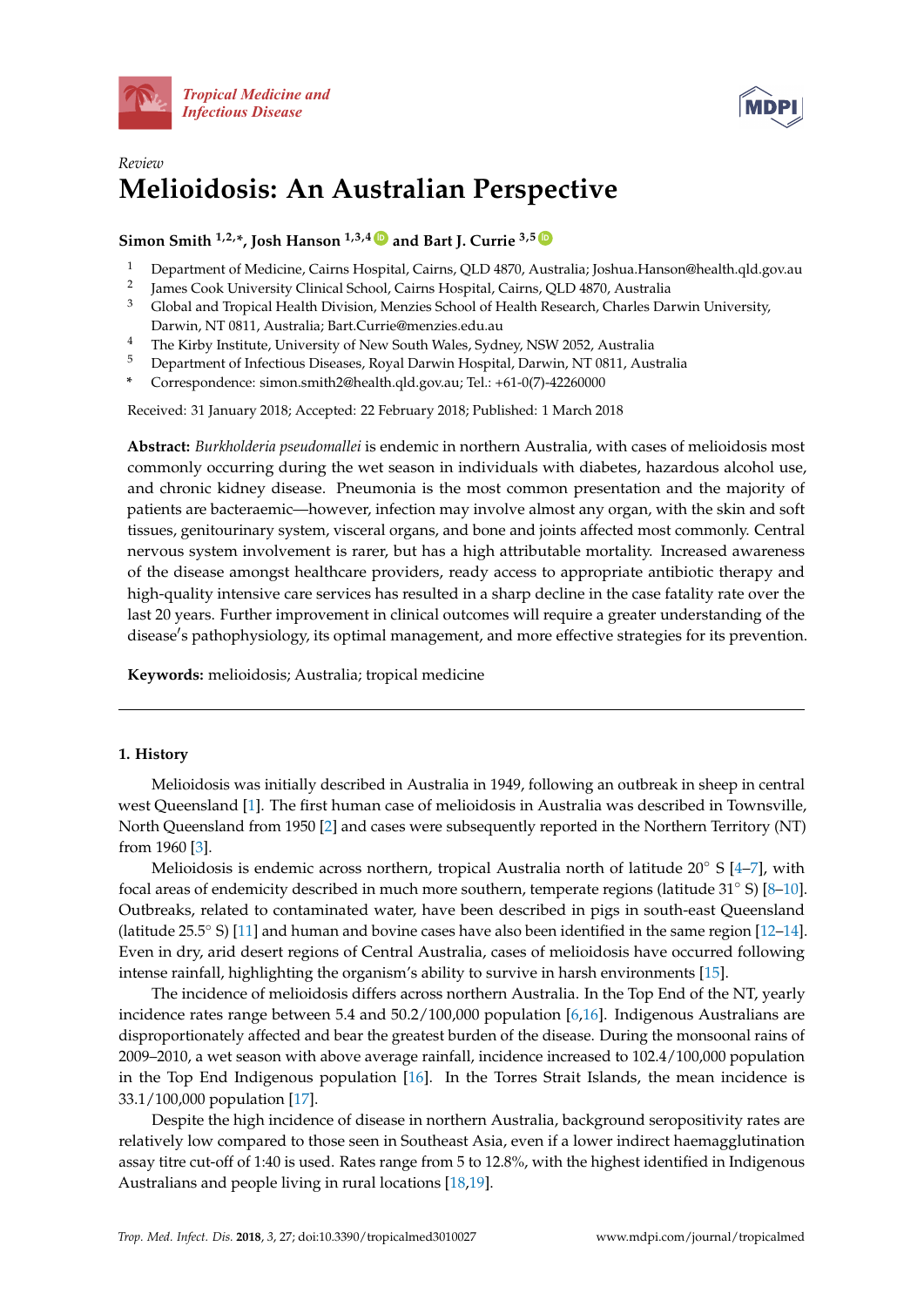Review

# Melioidosis: An Australian Perspective

**Simon Smith [1,2,*], Josh Hanson [1,3,4] and Bart J. Currie [3,5]**

1. Department of Medicine, Cairns Hospital, Cairns, QLD 4870, Australia; Joshua.Hanson@health.qld.gov.au
2. James Cook University Clinical School, Cairns Hospital, Cairns, QLD 4870, Australia
3. Global and Tropical Health Division, Menzies School of Health Research, Charles Darwin University, Darwin, NT 0811, Australia; Bart.Currie@menzies.edu.au
4. The Kirby Institute, University of New South Wales, Sydney, NSW 2052, Australia
5. Department of Infectious Diseases, Royal Darwin Hospital, Darwin, NT 0811, Australia

\* Correspondence: simon.smith2@health.qld.gov.au; Tel.: +61-0(7)-42260000

Received: 31 January 2018; Accepted: 22 February 2018; Published: 1 March 2018

**Abstract:** *Burkholderia pseudomallei* is endemic in northern Australia, with cases of melioidosis most commonly occurring during the wet season in individuals with diabetes, hazardous alcohol use, and chronic kidney disease. Pneumonia is the most common presentation and the majority of patients are bacteraemic—however, infection may involve almost any organ, with the skin and soft tissues, genitourinary system, visceral organs, and bone and joints affected most commonly. Central nervous system involvement is rarer, but has a high attributable mortality. Increased awareness of the disease amongst healthcare providers, ready access to appropriate antibiotic therapy and high-quality intensive care services has resulted in a sharp decline in the case fatality rate over the last 20 years. Further improvement in clinical outcomes will require a greater understanding of the disease's pathophysiology, its optimal management, and more effective strategies for its prevention.

**Keywords:** melioidosis; Australia; tropical medicine

## 1. History

Melioidosis was initially described in Australia in 1949, following an outbreak in sheep in central west Queensland [1]. The first human case of melioidosis in Australia was described in Townsville, North Queensland from 1950 [2] and cases were subsequently reported in the Northern Territory (NT) from 1960 [3].

Melioidosis is endemic across northern, tropical Australia north of latitude 20° S [4–7], with focal areas of endemicity described in much more southern, temperate regions (latitude 31° S) [8–10]. Outbreaks, related to contaminated water, have been described in pigs in south-east Queensland (latitude 25.5° S) [11] and human and bovine cases have also been identified in the same region [12–14]. Even in dry, arid desert regions of Central Australia, cases of melioidosis have occurred following intense rainfall, highlighting the organism's ability to survive in harsh environments [15].

The incidence of melioidosis differs across northern Australia. In the Top End of the NT, yearly incidence rates range between 5.4 and 50.2/100,000 population [6,16]. Indigenous Australians are disproportionately affected and bear the greatest burden of the disease. During the monsoonal rains of 2009–2010, a wet season with above average rainfall, incidence increased to 102.4/100,000 population in the Top End Indigenous population [16]. In the Torres Strait Islands, the mean incidence is 33.1/100,000 population [17].

Despite the high incidence of disease in northern Australia, background seropositivity rates are relatively low compared to those seen in Southeast Asia, even if a lower indirect haemagglutination assay titre cut-off of 1:40 is used. Rates range from 5 to 12.8%, with the highest identified in Indigenous Australians and people living in rural locations [18,19].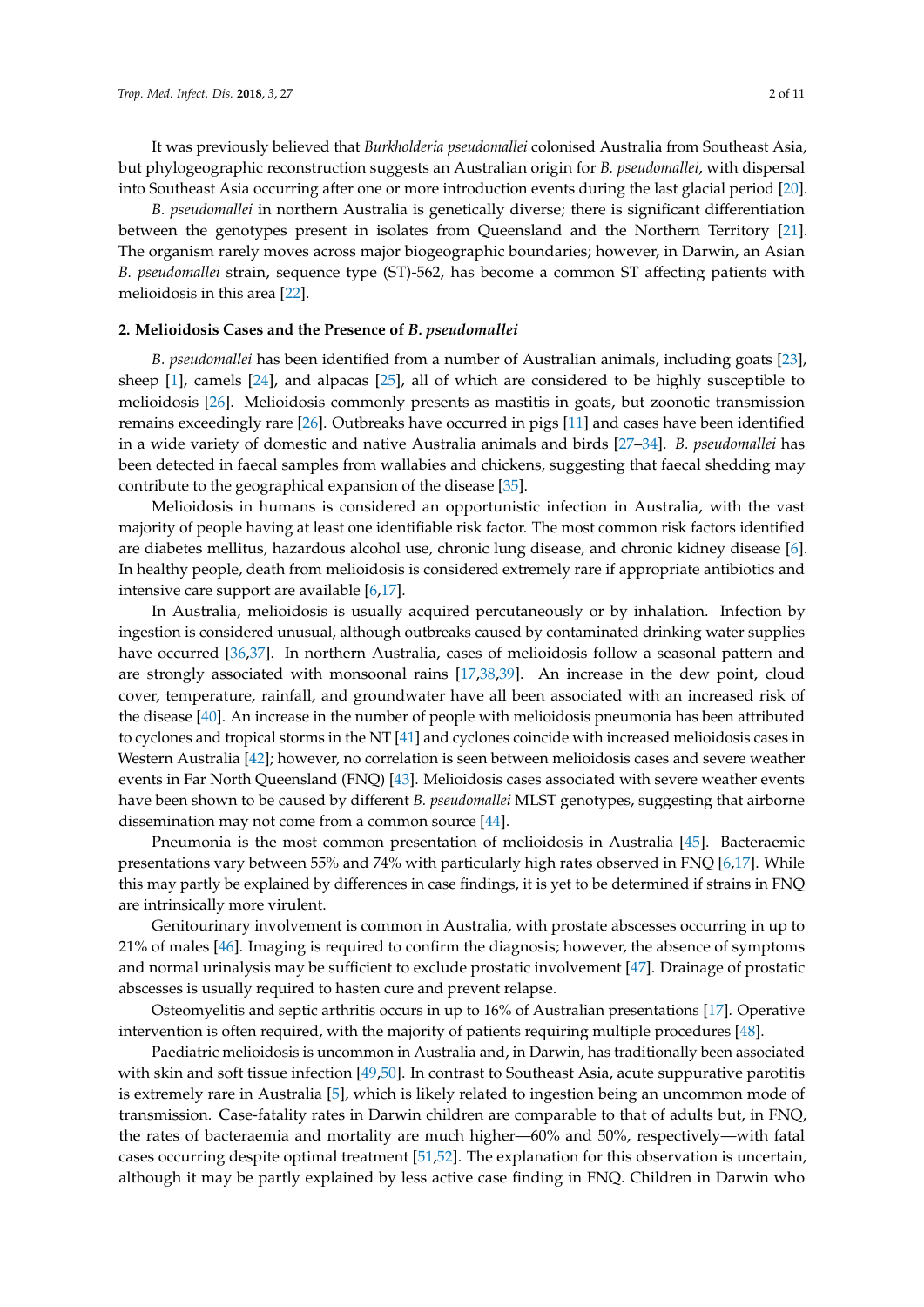It was previously believed that *Burkholderia pseudomallei* colonised Australia from Southeast Asia, but phylogeographic reconstruction suggests an Australian origin for *B. pseudomallei*, with dispersal into Southeast Asia occurring after one or more introduction events during the last glacial period [20].

*B. pseudomallei* in northern Australia is genetically diverse; there is significant differentiation between the genotypes present in isolates from Queensland and the Northern Territory [21]. The organism rarely moves across major biogeographic boundaries; however, in Darwin, an Asian *B. pseudomallei* strain, sequence type (ST)-562, has become a common ST affecting patients with melioidosis in this area [22].

## 2. Melioidosis Cases and the Presence of *B. pseudomallei*

*B. pseudomallei* has been identified from a number of Australian animals, including goats [23], sheep [1], camels [24], and alpacas [25], all of which are considered to be highly susceptible to melioidosis [26]. Melioidosis commonly presents as mastitis in goats, but zoonotic transmission remains exceedingly rare [26]. Outbreaks have occurred in pigs [11] and cases have been identified in a wide variety of domestic and native Australia animals and birds [27–34]. *B. pseudomallei* has been detected in faecal samples from wallabies and chickens, suggesting that faecal shedding may contribute to the geographical expansion of the disease [35].

Melioidosis in humans is considered an opportunistic infection in Australia, with the vast majority of people having at least one identifiable risk factor. The most common risk factors identified are diabetes mellitus, hazardous alcohol use, chronic lung disease, and chronic kidney disease [6]. In healthy people, death from melioidosis is considered extremely rare if appropriate antibiotics and intensive care support are available [6,17].

In Australia, melioidosis is usually acquired percutaneously or by inhalation. Infection by ingestion is considered unusual, although outbreaks caused by contaminated drinking water supplies have occurred [36,37]. In northern Australia, cases of melioidosis follow a seasonal pattern and are strongly associated with monsoonal rains [17,38,39]. An increase in the dew point, cloud cover, temperature, rainfall, and groundwater have all been associated with an increased risk of the disease [40]. An increase in the number of people with melioidosis pneumonia has been attributed to cyclones and tropical storms in the NT [41] and cyclones coincide with increased melioidosis cases in Western Australia [42]; however, no correlation is seen between melioidosis cases and severe weather events in Far North Queensland (FNQ) [43]. Melioidosis cases associated with severe weather events have been shown to be caused by different *B. pseudomallei* MLST genotypes, suggesting that airborne dissemination may not come from a common source [44].

Pneumonia is the most common presentation of melioidosis in Australia [45]. Bacteraemic presentations vary between 55% and 74% with particularly high rates observed in FNQ [6,17]. While this may partly be explained by differences in case findings, it is yet to be determined if strains in FNQ are intrinsically more virulent.

Genitourinary involvement is common in Australia, with prostate abscesses occurring in up to 21% of males [46]. Imaging is required to confirm the diagnosis; however, the absence of symptoms and normal urinalysis may be sufficient to exclude prostatic involvement [47]. Drainage of prostatic abscesses is usually required to hasten cure and prevent relapse.

Osteomyelitis and septic arthritis occurs in up to 16% of Australian presentations [17]. Operative intervention is often required, with the majority of patients requiring multiple procedures [48].

Paediatric melioidosis is uncommon in Australia and, in Darwin, has traditionally been associated with skin and soft tissue infection [49,50]. In contrast to Southeast Asia, acute suppurative parotitis is extremely rare in Australia [5], which is likely related to ingestion being an uncommon mode of transmission. Case-fatality rates in Darwin children are comparable to that of adults but, in FNQ, the rates of bacteraemia and mortality are much higher—60% and 50%, respectively—with fatal cases occurring despite optimal treatment [51,52]. The explanation for this observation is uncertain, although it may be partly explained by less active case finding in FNQ. Children in Darwin who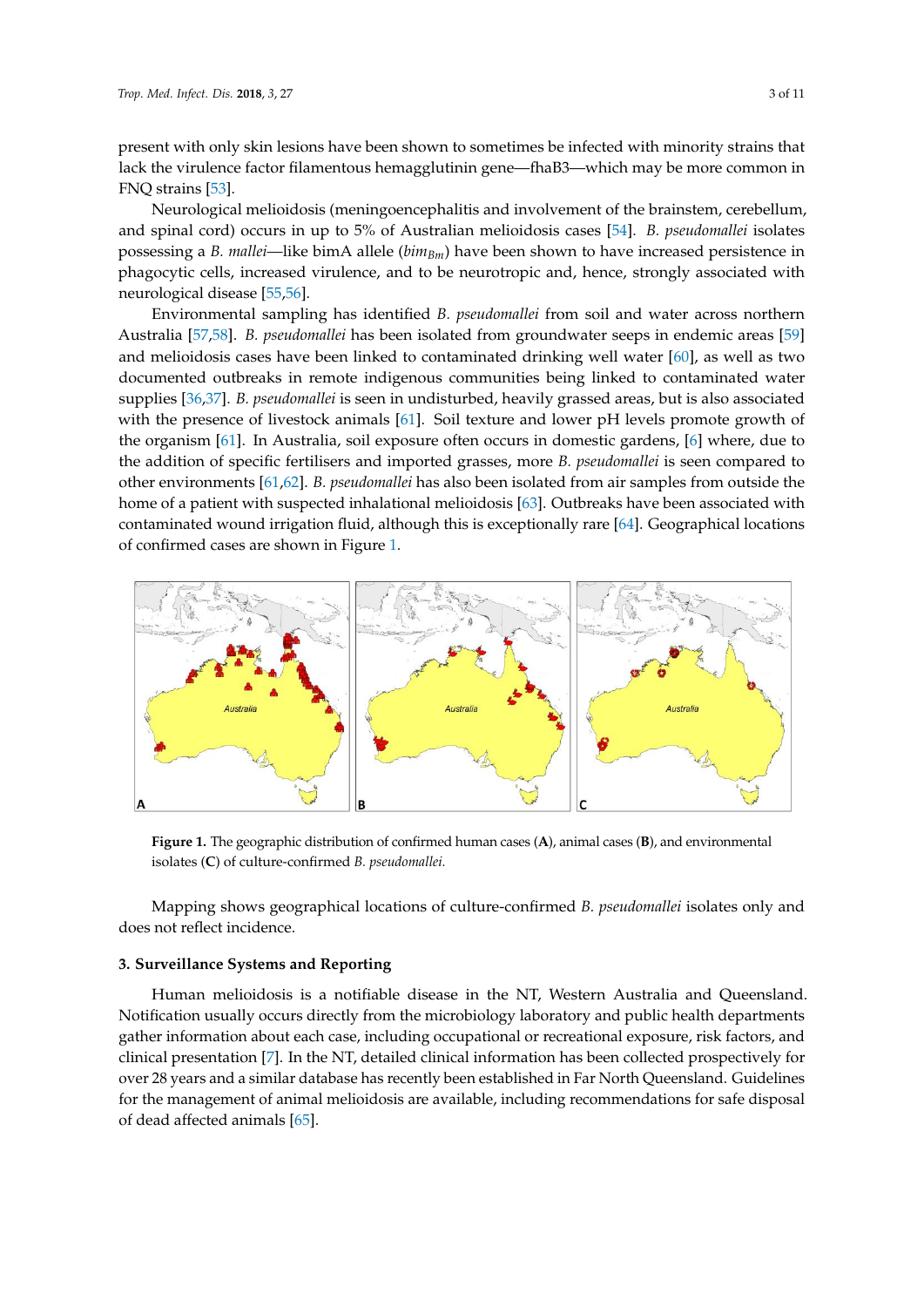present with only skin lesions have been shown to sometimes be infected with minority strains that lack the virulence factor filamentous hemagglutinin gene—fhaB3—which may be more common in FNQ strains [53].

Neurological melioidosis (meningoencephalitis and involvement of the brainstem, cerebellum, and spinal cord) occurs in up to 5% of Australian melioidosis cases [54]. *B. pseudomallei* isolates possessing a *B. mallei*—like bimA allele (*bim*$_{Bm}$) have been shown to have increased persistence in phagocytic cells, increased virulence, and to be neurotropic and, hence, strongly associated with neurological disease [55,56].

Environmental sampling has identified *B. pseudomallei* from soil and water across northern Australia [57,58]. *B. pseudomallei* has been isolated from groundwater seeps in endemic areas [59] and melioidosis cases have been linked to contaminated drinking well water [60], as well as two documented outbreaks in remote indigenous communities being linked to contaminated water supplies [36,37]. *B. pseudomallei* is seen in undisturbed, heavily grassed areas, but is also associated with the presence of livestock animals [61]. Soil texture and lower pH levels promote growth of the organism [61]. In Australia, soil exposure often occurs in domestic gardens, [6] where, due to the addition of specific fertilisers and imported grasses, more *B. pseudomallei* is seen compared to other environments [61,62]. *B. pseudomallei* has also been isolated from air samples from outside the home of a patient with suspected inhalational melioidosis [63]. Outbreaks have been associated with contaminated wound irrigation fluid, although this is exceptionally rare [64]. Geographical locations of confirmed cases are shown in Figure 1.

**Figure 1.** The geographic distribution of confirmed human cases (**A**), animal cases (**B**), and environmental isolates (**C**) of culture-confirmed *B. pseudomallei.*

Mapping shows geographical locations of culture-confirmed *B. pseudomallei* isolates only and does not reflect incidence.

## 3. Surveillance Systems and Reporting

Human melioidosis is a notifiable disease in the NT, Western Australia and Queensland. Notification usually occurs directly from the microbiology laboratory and public health departments gather information about each case, including occupational or recreational exposure, risk factors, and clinical presentation [7]. In the NT, detailed clinical information has been collected prospectively for over 28 years and a similar database has recently been established in Far North Queensland. Guidelines for the management of animal melioidosis are available, including recommendations for safe disposal of dead affected animals [65].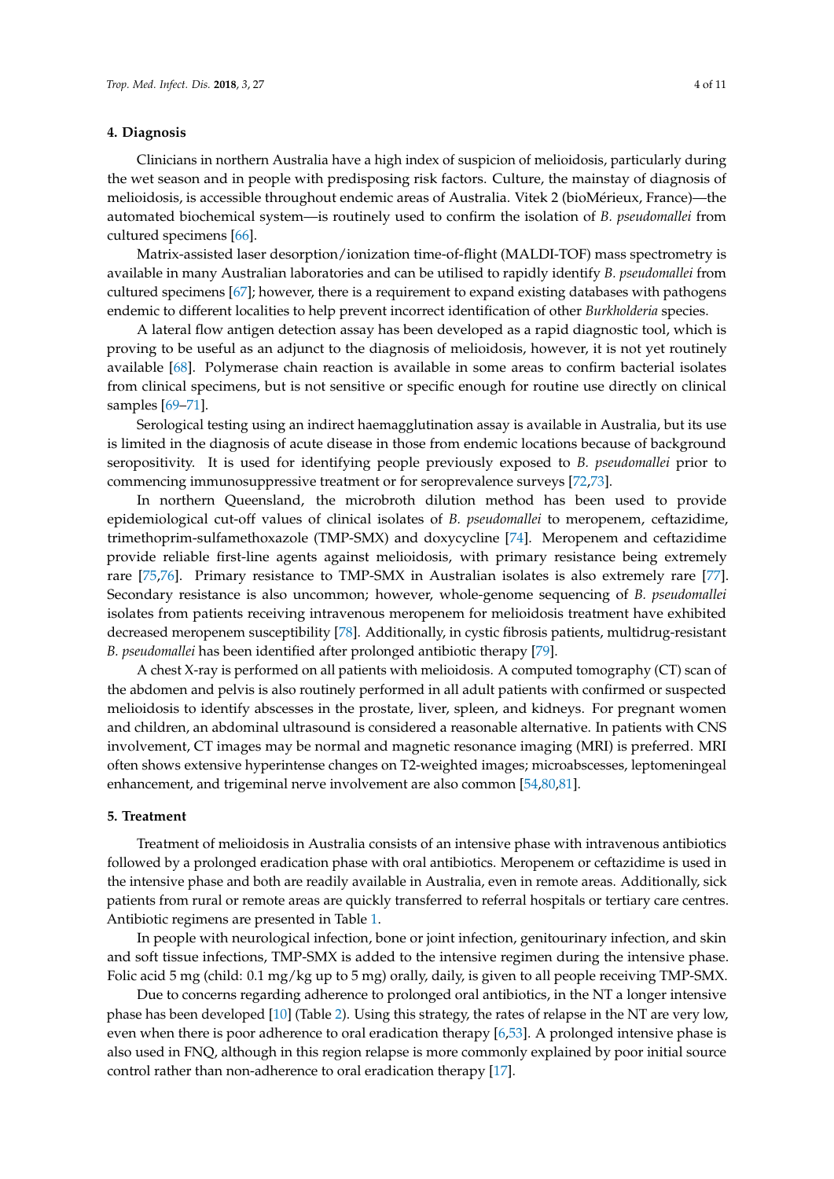## 4. Diagnosis

Clinicians in northern Australia have a high index of suspicion of melioidosis, particularly during the wet season and in people with predisposing risk factors. Culture, the mainstay of diagnosis of melioidosis, is accessible throughout endemic areas of Australia. Vitek 2 (bioMérieux, France)—the automated biochemical system—is routinely used to confirm the isolation of *B. pseudomallei* from cultured specimens [66].

Matrix-assisted laser desorption/ionization time-of-flight (MALDI-TOF) mass spectrometry is available in many Australian laboratories and can be utilised to rapidly identify *B. pseudomallei* from cultured specimens [67]; however, there is a requirement to expand existing databases with pathogens endemic to different localities to help prevent incorrect identification of other *Burkholderia* species.

A lateral flow antigen detection assay has been developed as a rapid diagnostic tool, which is proving to be useful as an adjunct to the diagnosis of melioidosis, however, it is not yet routinely available [68]. Polymerase chain reaction is available in some areas to confirm bacterial isolates from clinical specimens, but is not sensitive or specific enough for routine use directly on clinical samples [69–71].

Serological testing using an indirect haemagglutination assay is available in Australia, but its use is limited in the diagnosis of acute disease in those from endemic locations because of background seropositivity. It is used for identifying people previously exposed to *B. pseudomallei* prior to commencing immunosuppressive treatment or for seroprevalence surveys [72,73].

In northern Queensland, the microbroth dilution method has been used to provide epidemiological cut-off values of clinical isolates of *B. pseudomallei* to meropenem, ceftazidime, trimethoprim-sulfamethoxazole (TMP-SMX) and doxycycline [74]. Meropenem and ceftazidime provide reliable first-line agents against melioidosis, with primary resistance being extremely rare [75,76]. Primary resistance to TMP-SMX in Australian isolates is also extremely rare [77]. Secondary resistance is also uncommon; however, whole-genome sequencing of *B. pseudomallei* isolates from patients receiving intravenous meropenem for melioidosis treatment have exhibited decreased meropenem susceptibility [78]. Additionally, in cystic fibrosis patients, multidrug-resistant *B. pseudomallei* has been identified after prolonged antibiotic therapy [79].

A chest X-ray is performed on all patients with melioidosis. A computed tomography (CT) scan of the abdomen and pelvis is also routinely performed in all adult patients with confirmed or suspected melioidosis to identify abscesses in the prostate, liver, spleen, and kidneys. For pregnant women and children, an abdominal ultrasound is considered a reasonable alternative. In patients with CNS involvement, CT images may be normal and magnetic resonance imaging (MRI) is preferred. MRI often shows extensive hyperintense changes on T2-weighted images; microabscesses, leptomeningeal enhancement, and trigeminal nerve involvement are also common [54,80,81].

## 5. Treatment

Treatment of melioidosis in Australia consists of an intensive phase with intravenous antibiotics followed by a prolonged eradication phase with oral antibiotics. Meropenem or ceftazidime is used in the intensive phase and both are readily available in Australia, even in remote areas. Additionally, sick patients from rural or remote areas are quickly transferred to referral hospitals or tertiary care centres. Antibiotic regimens are presented in Table 1.

In people with neurological infection, bone or joint infection, genitourinary infection, and skin and soft tissue infections, TMP-SMX is added to the intensive regimen during the intensive phase. Folic acid 5 mg (child: 0.1 mg/kg up to 5 mg) orally, daily, is given to all people receiving TMP-SMX.

Due to concerns regarding adherence to prolonged oral antibiotics, in the NT a longer intensive phase has been developed [10] (Table 2). Using this strategy, the rates of relapse in the NT are very low, even when there is poor adherence to oral eradication therapy [6,53]. A prolonged intensive phase is also used in FNQ, although in this region relapse is more commonly explained by poor initial source control rather than non-adherence to oral eradication therapy [17].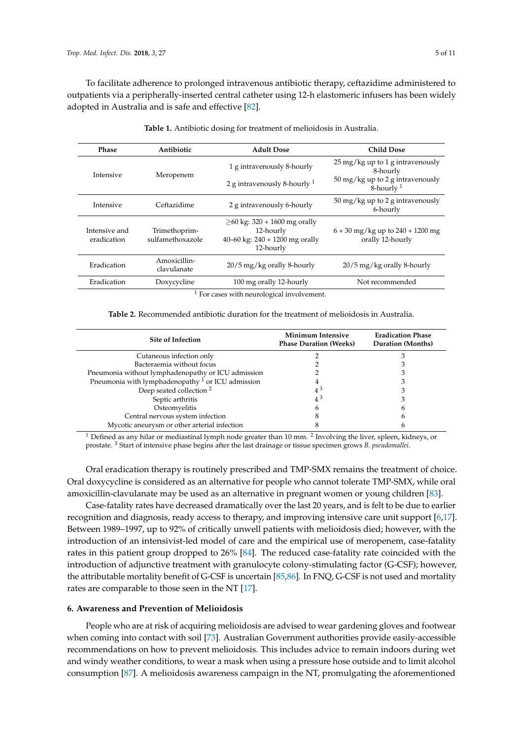To facilitate adherence to prolonged intravenous antibiotic therapy, ceftazidime administered to outpatients via a peripherally-inserted central catheter using 12-h elastomeric infusers has been widely adopted in Australia and is safe and effective [82].

**Table 1.** Antibiotic dosing for treatment of melioidosis in Australia.

| Phase | Antibiotic | Adult Dose | Child Dose |
|---|---|---|---|
| Intensive | Meropenem | 1 g intravenously 8-hourly | 25 mg/kg up to 1 g intravenously 8-hourly |
| | | 2 g intravenously 8-hourly [1] | 50 mg/kg up to 2 g intravenously 8-hourly [1] |
| Intensive | Ceftazidime | 2 g intravenously 6-hourly | 50 mg/kg up to 2 g intravenously 6-hourly |
| Intensive and eradication | Trimethoprim-sulfamethoxazole | ≥60 kg: 320 + 1600 mg orally 12-hourly<br>40–60 kg: 240 + 1200 mg orally 12-hourly | 6 + 30 mg/kg up to 240 + 1200 mg orally 12-hourly |
| Eradication | Amoxicillin-clavulanate | 20/5 mg/kg orally 8-hourly | 20/5 mg/kg orally 8-hourly |
| Eradication | Doxycycline | 100 mg orally 12-hourly | Not recommended |

[1] For cases with neurological involvement.

**Table 2.** Recommended antibiotic duration for the treatment of melioidosis in Australia.

| Site of Infection | Minimum Intensive Phase Duration (Weeks) | Eradication Phase Duration (Months) |
|---|---|---|
| Cutaneous infection only | 2 | 3 |
| Bacteraemia without focus | 2 | 3 |
| Pneumonia without lymphadenopathy or ICU admission | 2 | 3 |
| Pneumonia with lymphadenopathy [1] or ICU admission | 4 | 3 |
| Deep seated collection [2] | 4 [3] | 3 |
| Septic arthritis | 4 [3] | 3 |
| Osteomyelitis | 6 | 6 |
| Central nervous system infection | 8 | 6 |
| Mycotic aneurysm or other arterial infection | 8 | 6 |

[1] Defined as any hilar or mediastinal lymph node greater than 10 mm. [2] Involving the liver, spleen, kidneys, or prostate. [3] Start of intensive phase begins after the last drainage or tissue specimen grows *B. pseudomallei*.

Oral eradication therapy is routinely prescribed and TMP-SMX remains the treatment of choice. Oral doxycycline is considered as an alternative for people who cannot tolerate TMP-SMX, while oral amoxicillin-clavulanate may be used as an alternative in pregnant women or young children [83].

Case-fatality rates have decreased dramatically over the last 20 years, and is felt to be due to earlier recognition and diagnosis, ready access to therapy, and improving intensive care unit support [6,17]. Between 1989–1997, up to 92% of critically unwell patients with melioidosis died; however, with the introduction of an intensivist-led model of care and the empirical use of meropenem, case-fatality rates in this patient group dropped to 26% [84]. The reduced case-fatality rate coincided with the introduction of adjunctive treatment with granulocyte colony-stimulating factor (G-CSF); however, the attributable mortality benefit of G-CSF is uncertain [85,86]. In FNQ, G-CSF is not used and mortality rates are comparable to those seen in the NT [17].

## 6. Awareness and Prevention of Melioidosis

People who are at risk of acquiring melioidosis are advised to wear gardening gloves and footwear when coming into contact with soil [73]. Australian Government authorities provide easily-accessible recommendations on how to prevent melioidosis. This includes advice to remain indoors during wet and windy weather conditions, to wear a mask when using a pressure hose outside and to limit alcohol consumption [87]. A melioidosis awareness campaign in the NT, promulgating the aforementioned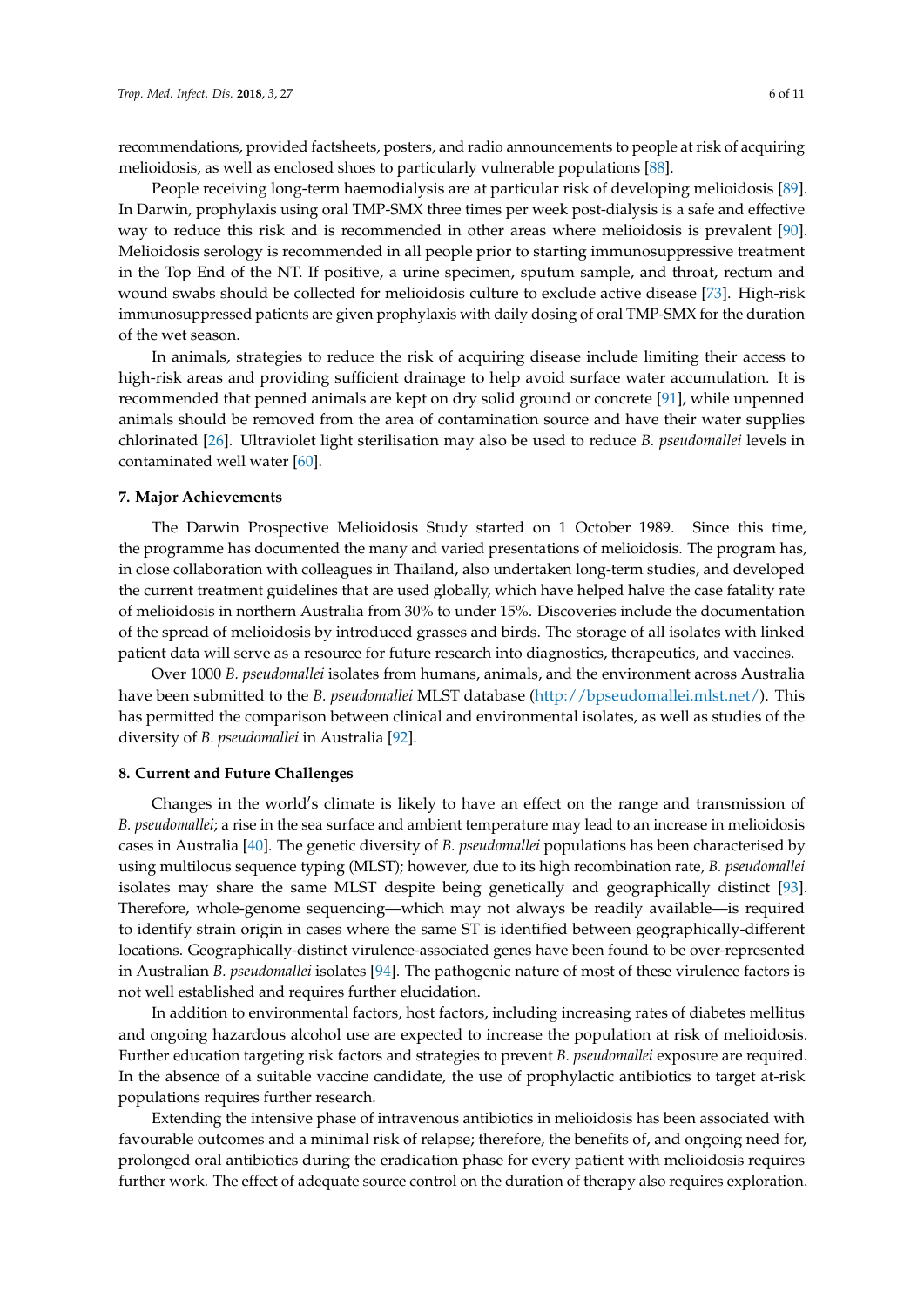recommendations, provided factsheets, posters, and radio announcements to people at risk of acquiring melioidosis, as well as enclosed shoes to particularly vulnerable populations [88].

People receiving long-term haemodialysis are at particular risk of developing melioidosis [89]. In Darwin, prophylaxis using oral TMP-SMX three times per week post-dialysis is a safe and effective way to reduce this risk and is recommended in other areas where melioidosis is prevalent [90]. Melioidosis serology is recommended in all people prior to starting immunosuppressive treatment in the Top End of the NT. If positive, a urine specimen, sputum sample, and throat, rectum and wound swabs should be collected for melioidosis culture to exclude active disease [73]. High-risk immunosuppressed patients are given prophylaxis with daily dosing of oral TMP-SMX for the duration of the wet season.

In animals, strategies to reduce the risk of acquiring disease include limiting their access to high-risk areas and providing sufficient drainage to help avoid surface water accumulation. It is recommended that penned animals are kept on dry solid ground or concrete [91], while unpenned animals should be removed from the area of contamination source and have their water supplies chlorinated [26]. Ultraviolet light sterilisation may also be used to reduce *B. pseudomallei* levels in contaminated well water [60].

## 7. Major Achievements

The Darwin Prospective Melioidosis Study started on 1 October 1989. Since this time, the programme has documented the many and varied presentations of melioidosis. The program has, in close collaboration with colleagues in Thailand, also undertaken long-term studies, and developed the current treatment guidelines that are used globally, which have helped halve the case fatality rate of melioidosis in northern Australia from 30% to under 15%. Discoveries include the documentation of the spread of melioidosis by introduced grasses and birds. The storage of all isolates with linked patient data will serve as a resource for future research into diagnostics, therapeutics, and vaccines.

Over 1000 *B. pseudomallei* isolates from humans, animals, and the environment across Australia have been submitted to the *B. pseudomallei* MLST database (http://bpseudomallei.mlst.net/). This has permitted the comparison between clinical and environmental isolates, as well as studies of the diversity of *B. pseudomallei* in Australia [92].

## 8. Current and Future Challenges

Changes in the world's climate is likely to have an effect on the range and transmission of *B. pseudomallei*; a rise in the sea surface and ambient temperature may lead to an increase in melioidosis cases in Australia [40]. The genetic diversity of *B. pseudomallei* populations has been characterised by using multilocus sequence typing (MLST); however, due to its high recombination rate, *B. pseudomallei* isolates may share the same MLST despite being genetically and geographically distinct [93]. Therefore, whole-genome sequencing—which may not always be readily available—is required to identify strain origin in cases where the same ST is identified between geographically-different locations. Geographically-distinct virulence-associated genes have been found to be over-represented in Australian *B. pseudomallei* isolates [94]. The pathogenic nature of most of these virulence factors is not well established and requires further elucidation.

In addition to environmental factors, host factors, including increasing rates of diabetes mellitus and ongoing hazardous alcohol use are expected to increase the population at risk of melioidosis. Further education targeting risk factors and strategies to prevent *B. pseudomallei* exposure are required. In the absence of a suitable vaccine candidate, the use of prophylactic antibiotics to target at-risk populations requires further research.

Extending the intensive phase of intravenous antibiotics in melioidosis has been associated with favourable outcomes and a minimal risk of relapse; therefore, the benefits of, and ongoing need for, prolonged oral antibiotics during the eradication phase for every patient with melioidosis requires further work. The effect of adequate source control on the duration of therapy also requires exploration.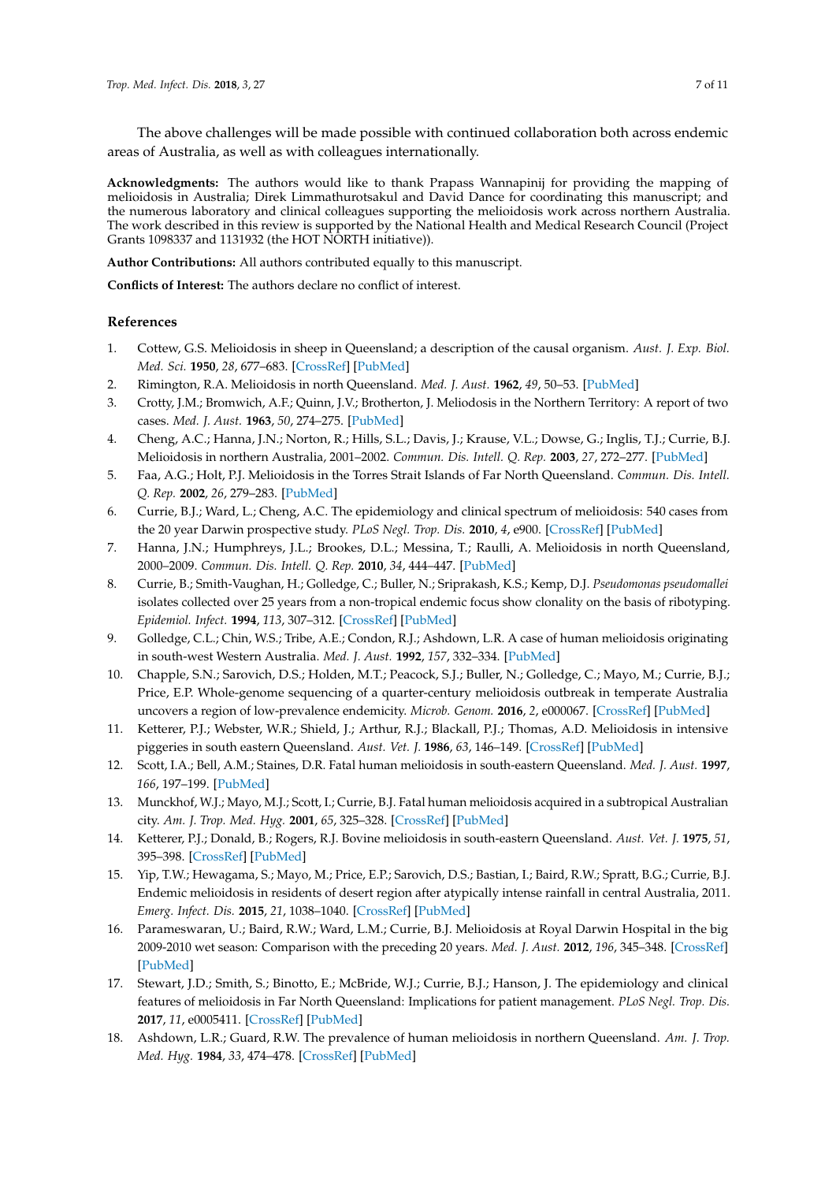The above challenges will be made possible with continued collaboration both across endemic areas of Australia, as well as with colleagues internationally.

**Acknowledgments:** The authors would like to thank Prapass Wannapinij for providing the mapping of melioidosis in Australia; Direk Limmathurotsakul and David Dance for coordinating this manuscript; and the numerous laboratory and clinical colleagues supporting the melioidosis work across northern Australia. The work described in this review is supported by the National Health and Medical Research Council (Project Grants 1098337 and 1131932 (the HOT NORTH initiative)).

**Author Contributions:** All authors contributed equally to this manuscript.

**Conflicts of Interest:** The authors declare no conflict of interest.

## References

1. Cottew, G.S. Melioidosis in sheep in Queensland; a description of the causal organism. *Aust. J. Exp. Biol. Med. Sci.* **1950**, *28*, 677–683. [CrossRef] [PubMed]
2. Rimington, R.A. Melioidosis in north Queensland. *Med. J. Aust.* **1962**, *49*, 50–53. [PubMed]
3. Crotty, J.M.; Bromwich, A.F.; Quinn, J.V.; Brotherton, J. Meliodosis in the Northern Territory: A report of two cases. *Med. J. Aust.* **1963**, *50*, 274–275. [PubMed]
4. Cheng, A.C.; Hanna, J.N.; Norton, R.; Hills, S.L.; Davis, J.; Krause, V.L.; Dowse, G.; Inglis, T.J.; Currie, B.J. Melioidosis in northern Australia, 2001–2002. *Commun. Dis. Intell. Q. Rep.* **2003**, *27*, 272–277. [PubMed]
5. Faa, A.G.; Holt, P.J. Melioidosis in the Torres Strait Islands of Far North Queensland. *Commun. Dis. Intell. Q. Rep.* **2002**, *26*, 279–283. [PubMed]
6. Currie, B.J.; Ward, L.; Cheng, A.C. The epidemiology and clinical spectrum of melioidosis: 540 cases from the 20 year Darwin prospective study. *PLoS Negl. Trop. Dis.* **2010**, *4*, e900. [CrossRef] [PubMed]
7. Hanna, J.N.; Humphreys, J.L.; Brookes, D.L.; Messina, T.; Raulli, A. Melioidosis in north Queensland, 2000–2009. *Commun. Dis. Intell. Q. Rep.* **2010**, *34*, 444–447. [PubMed]
8. Currie, B.; Smith-Vaughan, H.; Golledge, C.; Buller, N.; Sriprakash, K.S.; Kemp, D.J. *Pseudomonas pseudomallei* isolates collected over 25 years from a non-tropical endemic focus show clonality on the basis of ribotyping. *Epidemiol. Infect.* **1994**, *113*, 307–312. [CrossRef] [PubMed]
9. Golledge, C.L.; Chin, W.S.; Tribe, A.E.; Condon, R.J.; Ashdown, L.R. A case of human melioidosis originating in south-west Western Australia. *Med. J. Aust.* **1992**, *157*, 332–334. [PubMed]
10. Chapple, S.N.; Sarovich, D.S.; Holden, M.T.; Peacock, S.J.; Buller, N.; Golledge, C.; Mayo, M.; Currie, B.J.; Price, E.P. Whole-genome sequencing of a quarter-century melioidosis outbreak in temperate Australia uncovers a region of low-prevalence endemicity. *Microb. Genom.* **2016**, *2*, e000067. [CrossRef] [PubMed]
11. Ketterer, P.J.; Webster, W.R.; Shield, J.; Arthur, R.J.; Blackall, P.J.; Thomas, A.D. Melioidosis in intensive piggeries in south eastern Queensland. *Aust. Vet. J.* **1986**, *63*, 146–149. [CrossRef] [PubMed]
12. Scott, I.A.; Bell, A.M.; Staines, D.R. Fatal human melioidosis in south-eastern Queensland. *Med. J. Aust.* **1997**, *166*, 197–199. [PubMed]
13. Munckhof, W.J.; Mayo, M.J.; Scott, I.; Currie, B.J. Fatal human melioidosis acquired in a subtropical Australian city. *Am. J. Trop. Med. Hyg.* **2001**, *65*, 325–328. [CrossRef] [PubMed]
14. Ketterer, P.J.; Donald, B.; Rogers, R.J. Bovine melioidosis in south-eastern Queensland. *Aust. Vet. J.* **1975**, *51*, 395–398. [CrossRef] [PubMed]
15. Yip, T.W.; Hewagama, S.; Mayo, M.; Price, E.P.; Sarovich, D.S.; Bastian, I.; Baird, R.W.; Spratt, B.G.; Currie, B.J. Endemic melioidosis in residents of desert region after atypically intense rainfall in central Australia, 2011. *Emerg. Infect. Dis.* **2015**, *21*, 1038–1040. [CrossRef] [PubMed]
16. Parameswaran, U.; Baird, R.W.; Ward, L.M.; Currie, B.J. Melioidosis at Royal Darwin Hospital in the big 2009-2010 wet season: Comparison with the preceding 20 years. *Med. J. Aust.* **2012**, *196*, 345–348. [CrossRef] [PubMed]
17. Stewart, J.D.; Smith, S.; Binotto, E.; McBride, W.J.; Currie, B.J.; Hanson, J. The epidemiology and clinical features of melioidosis in Far North Queensland: Implications for patient management. *PLoS Negl. Trop. Dis.* **2017**, *11*, e0005411. [CrossRef] [PubMed]
18. Ashdown, L.R.; Guard, R.W. The prevalence of human melioidosis in northern Queensland. *Am. J. Trop. Med. Hyg.* **1984**, *33*, 474–478. [CrossRef] [PubMed]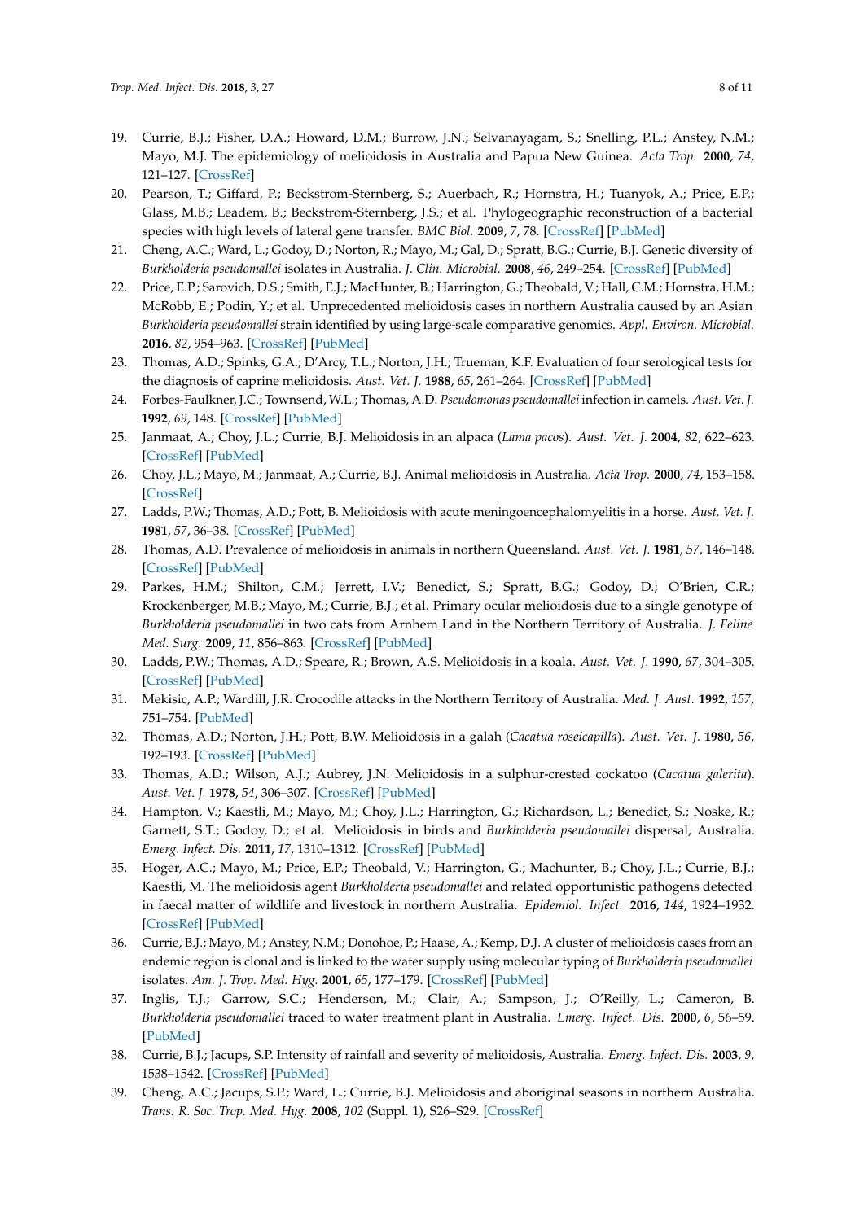19. Currie, B.J.; Fisher, D.A.; Howard, D.M.; Burrow, J.N.; Selvanayagam, S.; Snelling, P.L.; Anstey, N.M.; Mayo, M.J. The epidemiology of melioidosis in Australia and Papua New Guinea. *Acta Trop.* **2000**, *74*, 121–127. [CrossRef]
20. Pearson, T.; Giffard, P.; Beckstrom-Sternberg, S.; Auerbach, R.; Hornstra, H.; Tuanyok, A.; Price, E.P.; Glass, M.B.; Leadem, B.; Beckstrom-Sternberg, J.S.; et al. Phylogeographic reconstruction of a bacterial species with high levels of lateral gene transfer. *BMC Biol.* **2009**, *7*, 78. [CrossRef] [PubMed]
21. Cheng, A.C.; Ward, L.; Godoy, D.; Norton, R.; Mayo, M.; Gal, D.; Spratt, B.G.; Currie, B.J. Genetic diversity of *Burkholderia pseudomallei* isolates in Australia. *J. Clin. Microbiol.* **2008**, *46*, 249–254. [CrossRef] [PubMed]
22. Price, E.P.; Sarovich, D.S.; Smith, E.J.; MacHunter, B.; Harrington, G.; Theobald, V.; Hall, C.M.; Hornstra, H.M.; McRobb, E.; Podin, Y.; et al. Unprecedented melioidosis cases in northern Australia caused by an Asian *Burkholderia pseudomallei* strain identified by using large-scale comparative genomics. *Appl. Environ. Microbiol.* **2016**, *82*, 954–963. [CrossRef] [PubMed]
23. Thomas, A.D.; Spinks, G.A.; D'Arcy, T.L.; Norton, J.H.; Trueman, K.F. Evaluation of four serological tests for the diagnosis of caprine melioidosis. *Aust. Vet. J.* **1988**, *65*, 261–264. [CrossRef] [PubMed]
24. Forbes-Faulkner, J.C.; Townsend, W.L.; Thomas, A.D. *Pseudomonas pseudomallei* infection in camels. *Aust. Vet. J.* **1992**, *69*, 148. [CrossRef] [PubMed]
25. Janmaat, A.; Choy, J.L.; Currie, B.J. Melioidosis in an alpaca (*Lama pacos*). *Aust. Vet. J.* **2004**, *82*, 622–623. [CrossRef] [PubMed]
26. Choy, J.L.; Mayo, M.; Janmaat, A.; Currie, B.J. Animal melioidosis in Australia. *Acta Trop.* **2000**, *74*, 153–158. [CrossRef]
27. Ladds, P.W.; Thomas, A.D.; Pott, B. Melioidosis with acute meningoencephalomyelitis in a horse. *Aust. Vet. J.* **1981**, *57*, 36–38. [CrossRef] [PubMed]
28. Thomas, A.D. Prevalence of melioidosis in animals in northern Queensland. *Aust. Vet. J.* **1981**, *57*, 146–148. [CrossRef] [PubMed]
29. Parkes, H.M.; Shilton, C.M.; Jerrett, I.V.; Benedict, S.; Spratt, B.G.; Godoy, D.; O'Brien, C.R.; Krockenberger, M.B.; Mayo, M.; Currie, B.J.; et al. Primary ocular melioidosis due to a single genotype of *Burkholderia pseudomallei* in two cats from Arnhem Land in the Northern Territory of Australia. *J. Feline Med. Surg.* **2009**, *11*, 856–863. [CrossRef] [PubMed]
30. Ladds, P.W.; Thomas, A.D.; Speare, R.; Brown, A.S. Melioidosis in a koala. *Aust. Vet. J.* **1990**, *67*, 304–305. [CrossRef] [PubMed]
31. Mekisic, A.P.; Wardill, J.R. Crocodile attacks in the Northern Territory of Australia. *Med. J. Aust.* **1992**, *157*, 751–754. [PubMed]
32. Thomas, A.D.; Norton, J.H.; Pott, B.W. Melioidosis in a galah (*Cacatua roseicapilla*). *Aust. Vet. J.* **1980**, *56*, 192–193. [CrossRef] [PubMed]
33. Thomas, A.D.; Wilson, A.J.; Aubrey, J.N. Melioidosis in a sulphur-crested cockatoo (*Cacatua galerita*). *Aust. Vet. J.* **1978**, *54*, 306–307. [CrossRef] [PubMed]
34. Hampton, V.; Kaestli, M.; Mayo, M.; Choy, J.L.; Harrington, G.; Richardson, L.; Benedict, S.; Noske, R.; Garnett, S.T.; Godoy, D.; et al. Melioidosis in birds and *Burkholderia pseudomallei* dispersal, Australia. *Emerg. Infect. Dis.* **2011**, *17*, 1310–1312. [CrossRef] [PubMed]
35. Hoger, A.C.; Mayo, M.; Price, E.P.; Theobald, V.; Harrington, G.; Machunter, B.; Choy, J.L.; Currie, B.J.; Kaestli, M. The melioidosis agent *Burkholderia pseudomallei* and related opportunistic pathogens detected in faecal matter of wildlife and livestock in northern Australia. *Epidemiol. Infect.* **2016**, *144*, 1924–1932. [CrossRef] [PubMed]
36. Currie, B.J.; Mayo, M.; Anstey, N.M.; Donohoe, P.; Haase, A.; Kemp, D.J. A cluster of melioidosis cases from an endemic region is clonal and is linked to the water supply using molecular typing of *Burkholderia pseudomallei* isolates. *Am. J. Trop. Med. Hyg.* **2001**, *65*, 177–179. [CrossRef] [PubMed]
37. Inglis, T.J.; Garrow, S.C.; Henderson, M.; Clair, A.; Sampson, J.; O'Reilly, L.; Cameron, B. *Burkholderia pseudomallei* traced to water treatment plant in Australia. *Emerg. Infect. Dis.* **2000**, *6*, 56–59. [PubMed]
38. Currie, B.J.; Jacups, S.P. Intensity of rainfall and severity of melioidosis, Australia. *Emerg. Infect. Dis.* **2003**, *9*, 1538–1542. [CrossRef] [PubMed]
39. Cheng, A.C.; Jacups, S.P.; Ward, L.; Currie, B.J. Melioidosis and aboriginal seasons in northern Australia. *Trans. R. Soc. Trop. Med. Hyg.* **2008**, *102* (Suppl. 1), S26–S29. [CrossRef]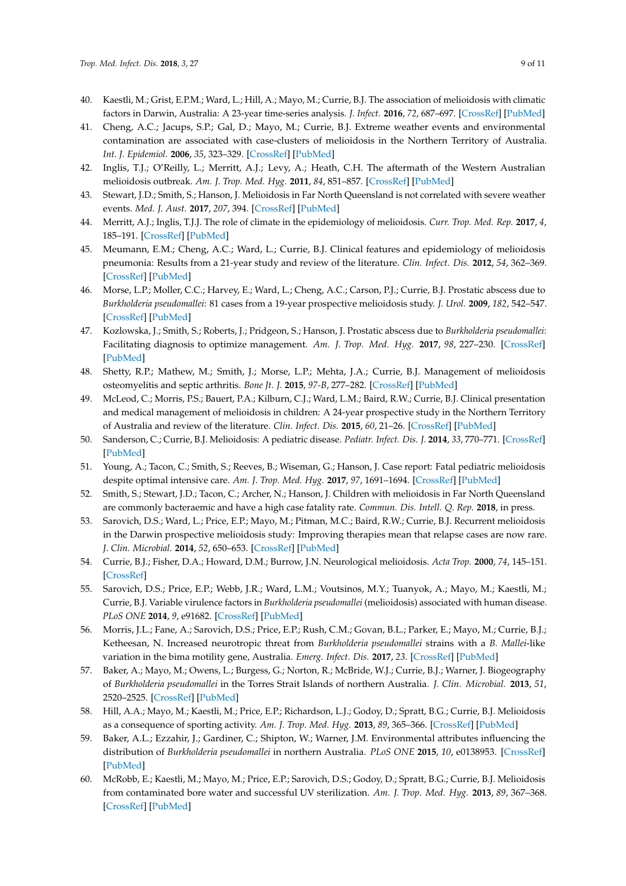40. Kaestli, M.; Grist, E.P.M.; Ward, L.; Hill, A.; Mayo, M.; Currie, B.J. The association of melioidosis with climatic factors in Darwin, Australia: A 23-year time-series analysis. *J. Infect.* **2016**, *72*, 687–697. [CrossRef] [PubMed]
41. Cheng, A.C.; Jacups, S.P.; Gal, D.; Mayo, M.; Currie, B.J. Extreme weather events and environmental contamination are associated with case-clusters of melioidosis in the Northern Territory of Australia. *Int. J. Epidemiol.* **2006**, *35*, 323–329. [CrossRef] [PubMed]
42. Inglis, T.J.; O'Reilly, L.; Merritt, A.J.; Levy, A.; Heath, C.H. The aftermath of the Western Australian melioidosis outbreak. *Am. J. Trop. Med. Hyg.* **2011**, *84*, 851–857. [CrossRef] [PubMed]
43. Stewart, J.D.; Smith, S.; Hanson, J. Melioidosis in Far North Queensland is not correlated with severe weather events. *Med. J. Aust.* **2017**, *207*, 394. [CrossRef] [PubMed]
44. Merritt, A.J.; Inglis, T.J.J. The role of climate in the epidemiology of melioidosis. *Curr. Trop. Med. Rep.* **2017**, *4*, 185–191. [CrossRef] [PubMed]
45. Meumann, E.M.; Cheng, A.C.; Ward, L.; Currie, B.J. Clinical features and epidemiology of melioidosis pneumonia: Results from a 21-year study and review of the literature. *Clin. Infect. Dis.* **2012**, *54*, 362–369. [CrossRef] [PubMed]
46. Morse, L.P.; Moller, C.C.; Harvey, E.; Ward, L.; Cheng, A.C.; Carson, P.J.; Currie, B.J. Prostatic abscess due to *Burkholderia pseudomallei*: 81 cases from a 19-year prospective melioidosis study. *J. Urol.* **2009**, *182*, 542–547. [CrossRef] [PubMed]
47. Kozlowska, J.; Smith, S.; Roberts, J.; Pridgeon, S.; Hanson, J. Prostatic abscess due to *Burkholderia pseudomallei*: Facilitating diagnosis to optimize management. *Am. J. Trop. Med. Hyg.* **2017**, *98*, 227–230. [CrossRef] [PubMed]
48. Shetty, R.P.; Mathew, M.; Smith, J.; Morse, L.P.; Mehta, J.A.; Currie, B.J. Management of melioidosis osteomyelitis and septic arthritis. *Bone Jt. J.* **2015**, *97-B*, 277–282. [CrossRef] [PubMed]
49. McLeod, C.; Morris, P.S.; Bauert, P.A.; Kilburn, C.J.; Ward, L.M.; Baird, R.W.; Currie, B.J. Clinical presentation and medical management of melioidosis in children: A 24-year prospective study in the Northern Territory of Australia and review of the literature. *Clin. Infect. Dis.* **2015**, *60*, 21–26. [CrossRef] [PubMed]
50. Sanderson, C.; Currie, B.J. Melioidosis: A pediatric disease. *Pediatr. Infect. Dis. J.* **2014**, *33*, 770–771. [CrossRef] [PubMed]
51. Young, A.; Tacon, C.; Smith, S.; Reeves, B.; Wiseman, G.; Hanson, J. Case report: Fatal pediatric melioidosis despite optimal intensive care. *Am. J. Trop. Med. Hyg.* **2017**, *97*, 1691–1694. [CrossRef] [PubMed]
52. Smith, S.; Stewart, J.D.; Tacon, C.; Archer, N.; Hanson, J. Children with melioidosis in Far North Queensland are commonly bacteraemic and have a high case fatality rate. *Commun. Dis. Intell. Q. Rep.* **2018**, in press.
53. Sarovich, D.S.; Ward, L.; Price, E.P.; Mayo, M.; Pitman, M.C.; Baird, R.W.; Currie, B.J. Recurrent melioidosis in the Darwin prospective melioidosis study: Improving therapies mean that relapse cases are now rare. *J. Clin. Microbial.* **2014**, *52*, 650–653. [CrossRef] [PubMed]
54. Currie, B.J.; Fisher, D.A.; Howard, D.M.; Burrow, J.N. Neurological melioidosis. *Acta Trop.* **2000**, *74*, 145–151. [CrossRef]
55. Sarovich, D.S.; Price, E.P.; Webb, J.R.; Ward, L.M.; Voutsinos, M.Y.; Tuanyok, A.; Mayo, M.; Kaestli, M.; Currie, B.J. Variable virulence factors in *Burkholderia pseudomallei* (melioidosis) associated with human disease. *PLoS ONE* **2014**, *9*, e91682. [CrossRef] [PubMed]
56. Morris, J.L.; Fane, A.; Sarovich, D.S.; Price, E.P.; Rush, C.M.; Govan, B.L.; Parker, E.; Mayo, M.; Currie, B.J.; Ketheesan, N. Increased neurotropic threat from *Burkholderia pseudomallei* strains with a *B. Mallei*-like variation in the bima motility gene, Australia. *Emerg. Infect. Dis.* **2017**, *23*. [CrossRef] [PubMed]
57. Baker, A.; Mayo, M.; Owens, L.; Burgess, G.; Norton, R.; McBride, W.J.; Currie, B.J.; Warner, J. Biogeography of *Burkholderia pseudomallei* in the Torres Strait Islands of northern Australia. *J. Clin. Microbial.* **2013**, *51*, 2520–2525. [CrossRef] [PubMed]
58. Hill, A.A.; Mayo, M.; Kaestli, M.; Price, E.P.; Richardson, L.J.; Godoy, D.; Spratt, B.G.; Currie, B.J. Melioidosis as a consequence of sporting activity. *Am. J. Trop. Med. Hyg.* **2013**, *89*, 365–366. [CrossRef] [PubMed]
59. Baker, A.L.; Ezzahir, J.; Gardiner, C.; Shipton, W.; Warner, J.M. Environmental attributes influencing the distribution of *Burkholderia pseudomallei* in northern Australia. *PLoS ONE* **2015**, *10*, e0138953. [CrossRef] [PubMed]
60. McRobb, E.; Kaestli, M.; Mayo, M.; Price, E.P.; Sarovich, D.S.; Godoy, D.; Spratt, B.G.; Currie, B.J. Melioidosis from contaminated bore water and successful UV sterilization. *Am. J. Trop. Med. Hyg.* **2013**, *89*, 367–368. [CrossRef] [PubMed]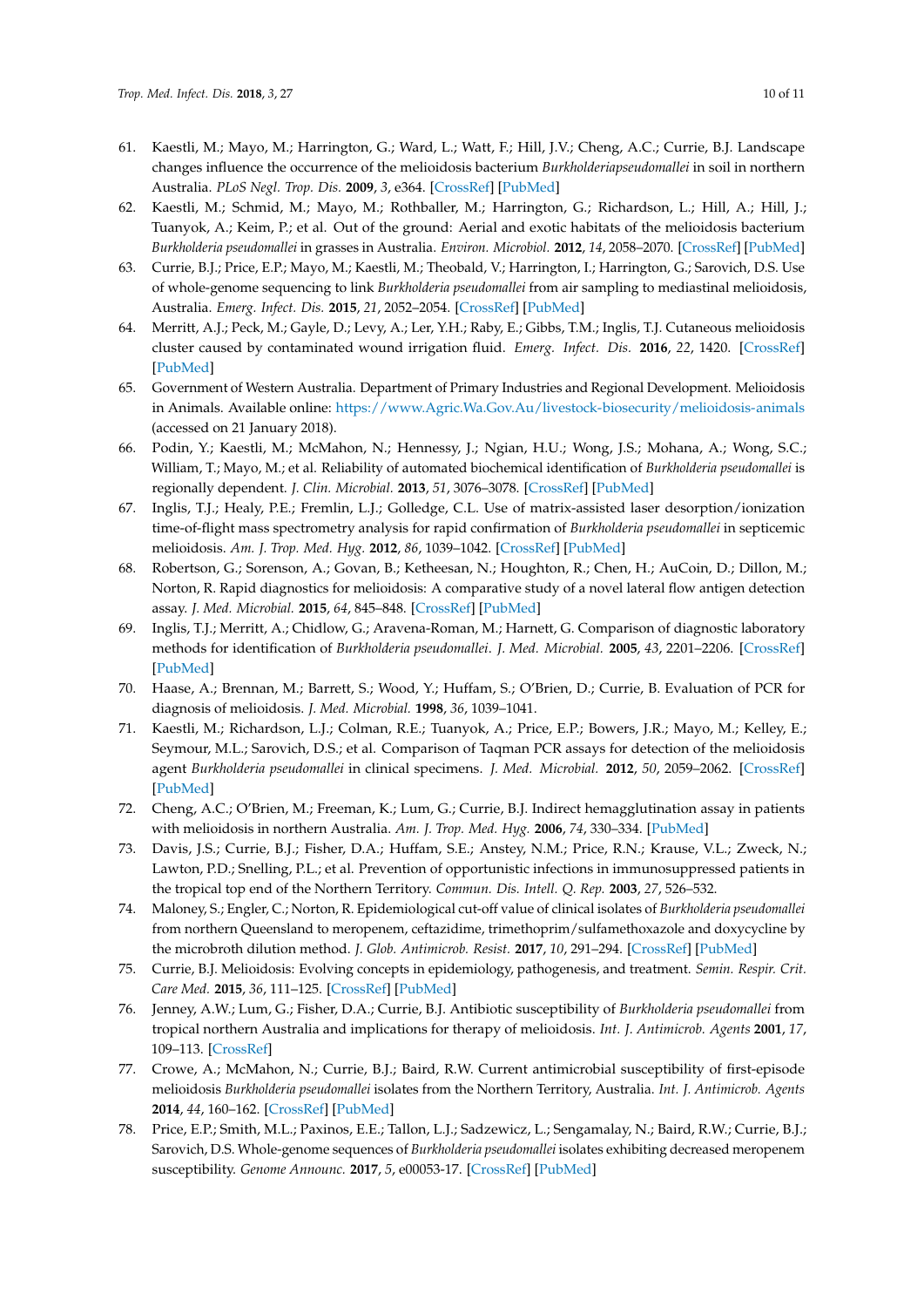61. Kaestli, M.; Mayo, M.; Harrington, G.; Ward, L.; Watt, F.; Hill, J.V.; Cheng, A.C.; Currie, B.J. Landscape changes influence the occurrence of the melioidosis bacterium *Burkholderiapseudomallei* in soil in northern Australia. *PLoS Negl. Trop. Dis.* **2009**, *3*, e364. [CrossRef] [PubMed]
62. Kaestli, M.; Schmid, M.; Mayo, M.; Rothballer, M.; Harrington, G.; Richardson, L.; Hill, A.; Hill, J.; Tuanyok, A.; Keim, P.; et al. Out of the ground: Aerial and exotic habitats of the melioidosis bacterium *Burkholderia pseudomallei* in grasses in Australia. *Environ. Microbiol.* **2012**, *14*, 2058–2070. [CrossRef] [PubMed]
63. Currie, B.J.; Price, E.P.; Mayo, M.; Kaestli, M.; Theobald, V.; Harrington, I.; Harrington, G.; Sarovich, D.S. Use of whole-genome sequencing to link *Burkholderia pseudomallei* from air sampling to mediastinal melioidosis, Australia. *Emerg. Infect. Dis.* **2015**, *21*, 2052–2054. [CrossRef] [PubMed]
64. Merritt, A.J.; Peck, M.; Gayle, D.; Levy, A.; Ler, Y.H.; Raby, E.; Gibbs, T.M.; Inglis, T.J. Cutaneous melioidosis cluster caused by contaminated wound irrigation fluid. *Emerg. Infect. Dis.* **2016**, *22*, 1420. [CrossRef] [PubMed]
65. Government of Western Australia. Department of Primary Industries and Regional Development. Melioidosis in Animals. Available online: https://www.Agric.Wa.Gov.Au/livestock-biosecurity/melioidosis-animals (accessed on 21 January 2018).
66. Podin, Y.; Kaestli, M.; McMahon, N.; Hennessy, J.; Ngian, H.U.; Wong, J.S.; Mohana, A.; Wong, S.C.; William, T.; Mayo, M.; et al. Reliability of automated biochemical identification of *Burkholderia pseudomallei* is regionally dependent. *J. Clin. Microbial.* **2013**, *51*, 3076–3078. [CrossRef] [PubMed]
67. Inglis, T.J.; Healy, P.E.; Fremlin, L.J.; Golledge, C.L. Use of matrix-assisted laser desorption/ionization time-of-flight mass spectrometry analysis for rapid confirmation of *Burkholderia pseudomallei* in septicemic melioidosis. *Am. J. Trop. Med. Hyg.* **2012**, *86*, 1039–1042. [CrossRef] [PubMed]
68. Robertson, G.; Sorenson, A.; Govan, B.; Ketheesan, N.; Houghton, R.; Chen, H.; AuCoin, D.; Dillon, M.; Norton, R. Rapid diagnostics for melioidosis: A comparative study of a novel lateral flow antigen detection assay. *J. Med. Microbial.* **2015**, *64*, 845–848. [CrossRef] [PubMed]
69. Inglis, T.J.; Merritt, A.; Chidlow, G.; Aravena-Roman, M.; Harnett, G. Comparison of diagnostic laboratory methods for identification of *Burkholderia pseudomallei*. *J. Med. Microbial.* **2005**, *43*, 2201–2206. [CrossRef] [PubMed]
70. Haase, A.; Brennan, M.; Barrett, S.; Wood, Y.; Huffam, S.; O'Brien, D.; Currie, B. Evaluation of PCR for diagnosis of melioidosis. *J. Med. Microbial.* **1998**, *36*, 1039–1041.
71. Kaestli, M.; Richardson, L.J.; Colman, R.E.; Tuanyok, A.; Price, E.P.; Bowers, J.R.; Mayo, M.; Kelley, E.; Seymour, M.L.; Sarovich, D.S.; et al. Comparison of Taqman PCR assays for detection of the melioidosis agent *Burkholderia pseudomallei* in clinical specimens. *J. Med. Microbial.* **2012**, *50*, 2059–2062. [CrossRef] [PubMed]
72. Cheng, A.C.; O'Brien, M.; Freeman, K.; Lum, G.; Currie, B.J. Indirect hemagglutination assay in patients with melioidosis in northern Australia. *Am. J. Trop. Med. Hyg.* **2006**, *74*, 330–334. [PubMed]
73. Davis, J.S.; Currie, B.J.; Fisher, D.A.; Huffam, S.E.; Anstey, N.M.; Price, R.N.; Krause, V.L.; Zweck, N.; Lawton, P.D.; Snelling, P.L.; et al. Prevention of opportunistic infections in immunosuppressed patients in the tropical top end of the Northern Territory. *Commun. Dis. Intell. Q. Rep.* **2003**, *27*, 526–532.
74. Maloney, S.; Engler, C.; Norton, R. Epidemiological cut-off value of clinical isolates of *Burkholderia pseudomallei* from northern Queensland to meropenem, ceftazidime, trimethoprim/sulfamethoxazole and doxycycline by the microbroth dilution method. *J. Glob. Antimicrob. Resist.* **2017**, *10*, 291–294. [CrossRef] [PubMed]
75. Currie, B.J. Melioidosis: Evolving concepts in epidemiology, pathogenesis, and treatment. *Semin. Respir. Crit. Care Med.* **2015**, *36*, 111–125. [CrossRef] [PubMed]
76. Jenney, A.W.; Lum, G.; Fisher, D.A.; Currie, B.J. Antibiotic susceptibility of *Burkholderia pseudomallei* from tropical northern Australia and implications for therapy of melioidosis. *Int. J. Antimicrob. Agents* **2001**, *17*, 109–113. [CrossRef]
77. Crowe, A.; McMahon, N.; Currie, B.J.; Baird, R.W. Current antimicrobial susceptibility of first-episode melioidosis *Burkholderia pseudomallei* isolates from the Northern Territory, Australia. *Int. J. Antimicrob. Agents* **2014**, *44*, 160–162. [CrossRef] [PubMed]
78. Price, E.P.; Smith, M.L.; Paxinos, E.E.; Tallon, L.J.; Sadzewicz, L.; Sengamalay, N.; Baird, R.W.; Currie, B.J.; Sarovich, D.S. Whole-genome sequences of *Burkholderia pseudomallei* isolates exhibiting decreased meropenem susceptibility. *Genome Announc.* **2017**, *5*, e00053-17. [CrossRef] [PubMed]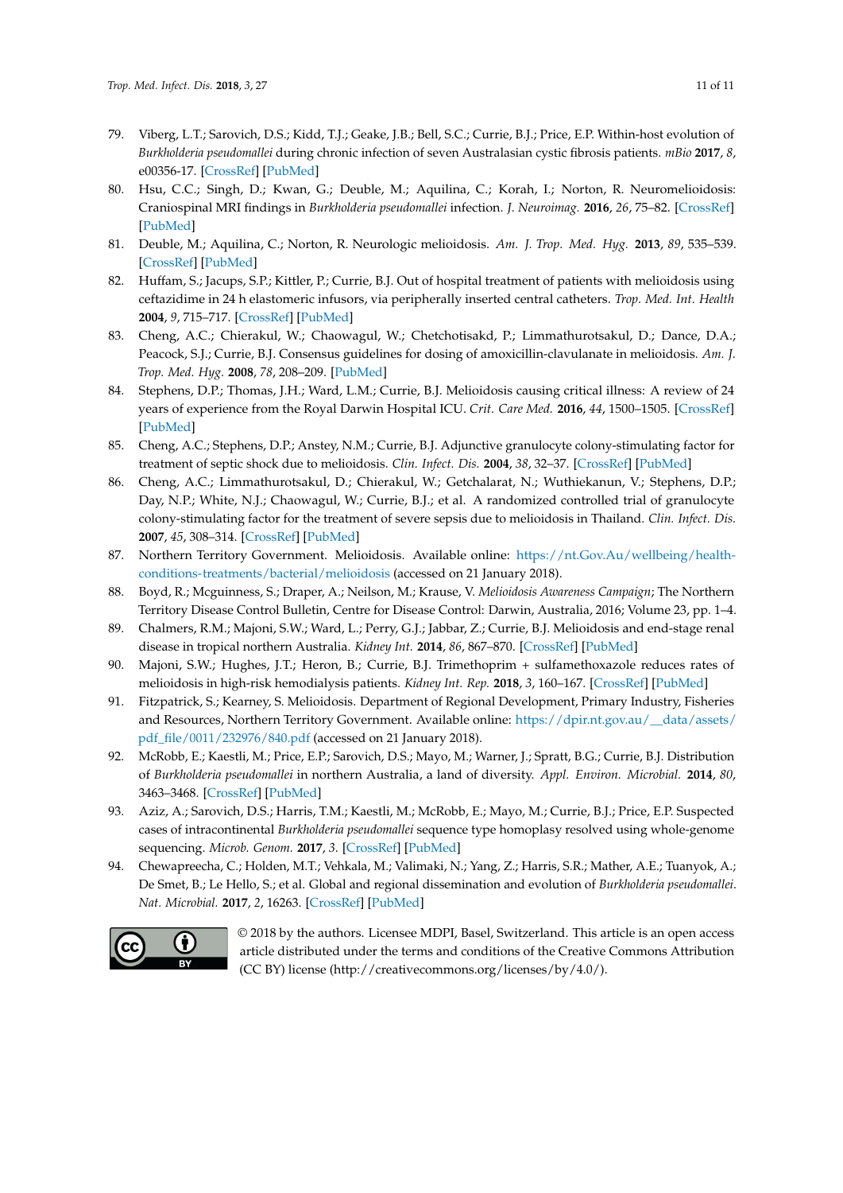79. Viberg, L.T.; Sarovich, D.S.; Kidd, T.J.; Geake, J.B.; Bell, S.C.; Currie, B.J.; Price, E.P. Within-host evolution of *Burkholderia pseudomallei* during chronic infection of seven Australasian cystic fibrosis patients. *mBio* **2017**, *8*, e00356-17. [CrossRef] [PubMed]
80. Hsu, C.C.; Singh, D.; Kwan, G.; Deuble, M.; Aquilina, C.; Korah, I.; Norton, R. Neuromelioidosis: Craniospinal MRI findings in *Burkholderia pseudomallei* infection. *J. Neuroimag.* **2016**, *26*, 75–82. [CrossRef] [PubMed]
81. Deuble, M.; Aquilina, C.; Norton, R. Neurologic melioidosis. *Am. J. Trop. Med. Hyg.* **2013**, *89*, 535–539. [CrossRef] [PubMed]
82. Huffam, S.; Jacups, S.P.; Kittler, P.; Currie, B.J. Out of hospital treatment of patients with melioidosis using ceftazidime in 24 h elastomeric infusors, via peripherally inserted central catheters. *Trop. Med. Int. Health* **2004**, *9*, 715–717. [CrossRef] [PubMed]
83. Cheng, A.C.; Chierakul, W.; Chaowagul, W.; Chetchotisakd, P.; Limmathurotsakul, D.; Dance, D.A.; Peacock, S.J.; Currie, B.J. Consensus guidelines for dosing of amoxicillin-clavulanate in melioidosis. *Am. J. Trop. Med. Hyg.* **2008**, *78*, 208–209. [PubMed]
84. Stephens, D.P.; Thomas, J.H.; Ward, L.M.; Currie, B.J. Melioidosis causing critical illness: A review of 24 years of experience from the Royal Darwin Hospital ICU. *Crit. Care Med.* **2016**, *44*, 1500–1505. [CrossRef] [PubMed]
85. Cheng, A.C.; Stephens, D.P.; Anstey, N.M.; Currie, B.J. Adjunctive granulocyte colony-stimulating factor for treatment of septic shock due to melioidosis. *Clin. Infect. Dis.* **2004**, *38*, 32–37. [CrossRef] [PubMed]
86. Cheng, A.C.; Limmathurotsakul, D.; Chierakul, W.; Getchalarat, N.; Wuthiekanun, V.; Stephens, D.P.; Day, N.P.; White, N.J.; Chaowagul, W.; Currie, B.J.; et al. A randomized controlled trial of granulocyte colony-stimulating factor for the treatment of severe sepsis due to melioidosis in Thailand. *Clin. Infect. Dis.* **2007**, *45*, 308–314. [CrossRef] [PubMed]
87. Northern Territory Government. Melioidosis. Available online: https://nt.Gov.Au/wellbeing/health-conditions-treatments/bacterial/melioidosis (accessed on 21 January 2018).
88. Boyd, R.; Mcguinness, S.; Draper, A.; Neilson, M.; Krause, V. *Melioidosis Awareness Campaign*; The Northern Territory Disease Control Bulletin, Centre for Disease Control: Darwin, Australia, 2016; Volume 23, pp. 1–4.
89. Chalmers, R.M.; Majoni, S.W.; Ward, L.; Perry, G.J.; Jabbar, Z.; Currie, B.J. Melioidosis and end-stage renal disease in tropical northern Australia. *Kidney Int.* **2014**, *86*, 867–870. [CrossRef] [PubMed]
90. Majoni, S.W.; Hughes, J.T.; Heron, B.; Currie, B.J. Trimethoprim + sulfamethoxazole reduces rates of melioidosis in high-risk hemodialysis patients. *Kidney Int. Rep.* **2018**, *3*, 160–167. [CrossRef] [PubMed]
91. Fitzpatrick, S.; Kearney, S. Melioidosis. Department of Regional Development, Primary Industry, Fisheries and Resources, Northern Territory Government. Available online: https://dpir.nt.gov.au/__data/assets/pdf_file/0011/232976/840.pdf (accessed on 21 January 2018).
92. McRobb, E.; Kaestli, M.; Price, E.P.; Sarovich, D.S.; Mayo, M.; Warner, J.; Spratt, B.G.; Currie, B.J. Distribution of *Burkholderia pseudomallei* in northern Australia, a land of diversity. *Appl. Environ. Microbial.* **2014**, *80*, 3463–3468. [CrossRef] [PubMed]
93. Aziz, A.; Sarovich, D.S.; Harris, T.M.; Kaestli, M.; McRobb, E.; Mayo, M.; Currie, B.J.; Price, E.P. Suspected cases of intracontinental *Burkholderia pseudomallei* sequence type homoplasy resolved using whole-genome sequencing. *Microb. Genom.* **2017**, *3*. [CrossRef] [PubMed]
94. Chewapreecha, C.; Holden, M.T.; Vehkala, M.; Valimaki, N.; Yang, Z.; Harris, S.R.; Mather, A.E.; Tuanyok, A.; De Smet, B.; Le Hello, S.; et al. Global and regional dissemination and evolution of *Burkholderia pseudomallei*. *Nat. Microbial.* **2017**, *2*, 16263. [CrossRef] [PubMed]

© 2018 by the authors. Licensee MDPI, Basel, Switzerland. This article is an open access article distributed under the terms and conditions of the Creative Commons Attribution (CC BY) license (http://creativecommons.org/licenses/by/4.0/).